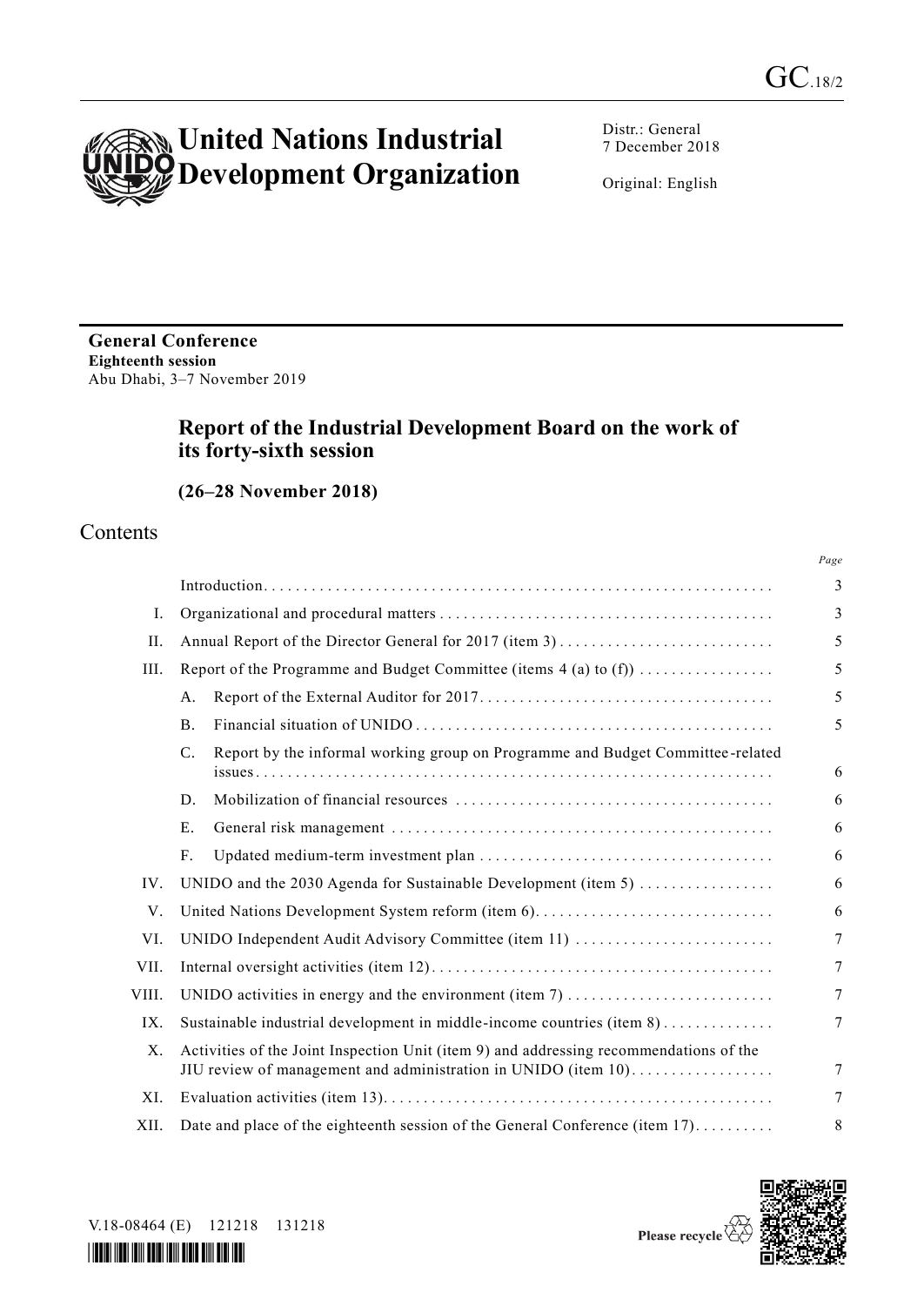GC.18/2

# United Nations Industrial Development Organization

Distr.: General
7 December 2018

Original: English

**General Conference**
**Eighteenth session**
Abu Dhabi, 3–7 November 2019

## Report of the Industrial Development Board on the work of its forty-sixth session

### (26–28 November 2018)

## Contents

| | | Page |
|---|---|---|
| | Introduction | 3 |
| I. | Organizational and procedural matters | 3 |
| II. | Annual Report of the Director General for 2017 (item 3) | 5 |
| III. | Report of the Programme and Budget Committee (items 4 (a) to (f)) | 5 |
| | A. Report of the External Auditor for 2017 | 5 |
| | B. Financial situation of UNIDO | 5 |
| | C. Report by the informal working group on Programme and Budget Committee-related issues | 6 |
| | D. Mobilization of financial resources | 6 |
| | E. General risk management | 6 |
| | F. Updated medium-term investment plan | 6 |
| IV. | UNIDO and the 2030 Agenda for Sustainable Development (item 5) | 6 |
| V. | United Nations Development System reform (item 6) | 6 |
| VI. | UNIDO Independent Audit Advisory Committee (item 11) | 7 |
| VII. | Internal oversight activities (item 12) | 7 |
| VIII. | UNIDO activities in energy and the environment (item 7) | 7 |
| IX. | Sustainable industrial development in middle-income countries (item 8) | 7 |
| X. | Activities of the Joint Inspection Unit (item 9) and addressing recommendations of the JIU review of management and administration in UNIDO (item 10) | 7 |
| XI. | Evaluation activities (item 13) | 7 |
| XII. | Date and place of the eighteenth session of the General Conference (item 17) | 8 |

V.18-08464 (E) 121218 131218

Please recycle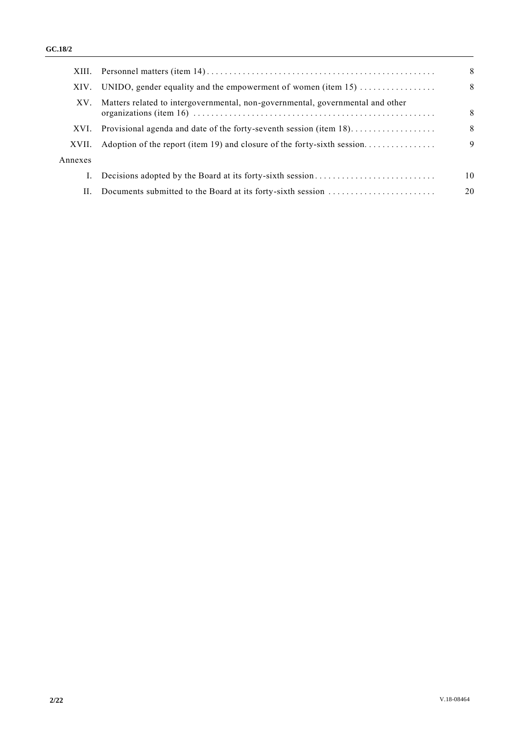| | | |
|---|---|---|
| XIII. | Personnel matters (item 14) | 8 |
| XIV. | UNIDO, gender equality and the empowerment of women (item 15) | 8 |
| XV. | Matters related to intergovernmental, non-governmental, governmental and other organizations (item 16) | 8 |
| XVI. | Provisional agenda and date of the forty-seventh session (item 18) | 8 |
| XVII. | Adoption of the report (item 19) and closure of the forty-sixth session | 9 |
| Annexes | | |
| I. | Decisions adopted by the Board at its forty-sixth session | 10 |
| II. | Documents submitted to the Board at its forty-sixth session | 20 |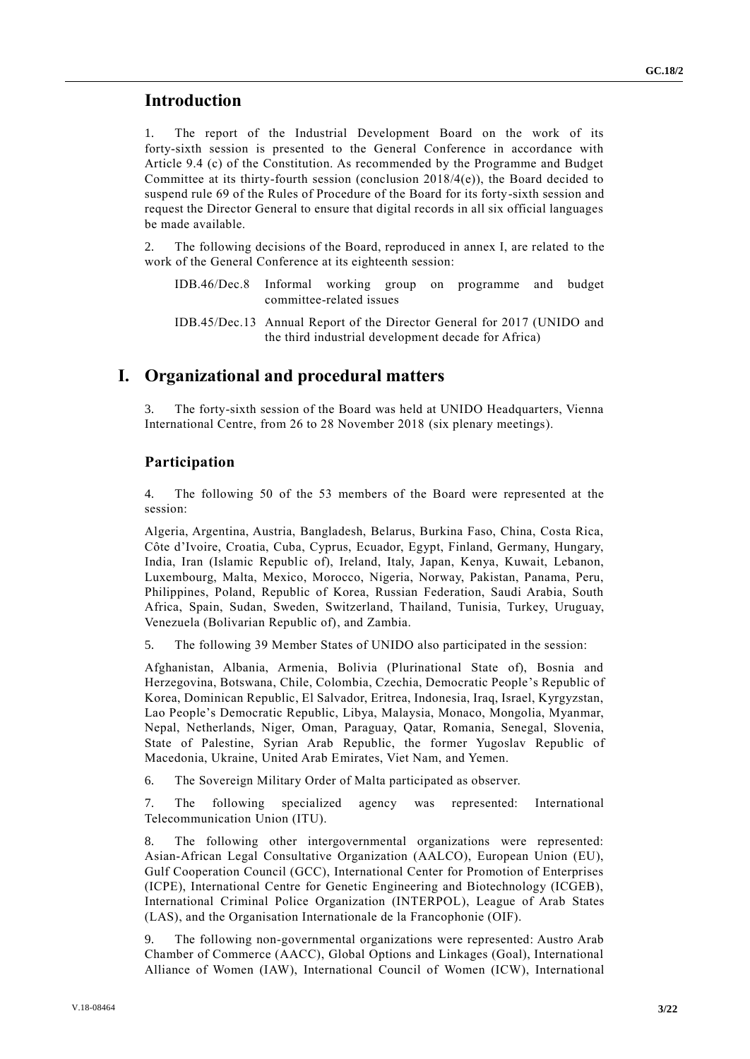## Introduction

1. The report of the Industrial Development Board on the work of its forty-sixth session is presented to the General Conference in accordance with Article 9.4 (c) of the Constitution. As recommended by the Programme and Budget Committee at its thirty-fourth session (conclusion 2018/4(e)), the Board decided to suspend rule 69 of the Rules of Procedure of the Board for its forty-sixth session and request the Director General to ensure that digital records in all six official languages be made available.

2. The following decisions of the Board, reproduced in annex I, are related to the work of the General Conference at its eighteenth session:

IDB.46/Dec.8 Informal working group on programme and budget committee-related issues

IDB.45/Dec.13 Annual Report of the Director General for 2017 (UNIDO and the third industrial development decade for Africa)

# I. Organizational and procedural matters

3. The forty-sixth session of the Board was held at UNIDO Headquarters, Vienna International Centre, from 26 to 28 November 2018 (six plenary meetings).

### Participation

4. The following 50 of the 53 members of the Board were represented at the session:

Algeria, Argentina, Austria, Bangladesh, Belarus, Burkina Faso, China, Costa Rica, Côte d'Ivoire, Croatia, Cuba, Cyprus, Ecuador, Egypt, Finland, Germany, Hungary, India, Iran (Islamic Republic of), Ireland, Italy, Japan, Kenya, Kuwait, Lebanon, Luxembourg, Malta, Mexico, Morocco, Nigeria, Norway, Pakistan, Panama, Peru, Philippines, Poland, Republic of Korea, Russian Federation, Saudi Arabia, South Africa, Spain, Sudan, Sweden, Switzerland, Thailand, Tunisia, Turkey, Uruguay, Venezuela (Bolivarian Republic of), and Zambia.

5. The following 39 Member States of UNIDO also participated in the session:

Afghanistan, Albania, Armenia, Bolivia (Plurinational State of), Bosnia and Herzegovina, Botswana, Chile, Colombia, Czechia, Democratic People's Republic of Korea, Dominican Republic, El Salvador, Eritrea, Indonesia, Iraq, Israel, Kyrgyzstan, Lao People's Democratic Republic, Libya, Malaysia, Monaco, Mongolia, Myanmar, Nepal, Netherlands, Niger, Oman, Paraguay, Qatar, Romania, Senegal, Slovenia, State of Palestine, Syrian Arab Republic, the former Yugoslav Republic of Macedonia, Ukraine, United Arab Emirates, Viet Nam, and Yemen.

6. The Sovereign Military Order of Malta participated as observer.

7. The following specialized agency was represented: International Telecommunication Union (ITU).

8. The following other intergovernmental organizations were represented: Asian-African Legal Consultative Organization (AALCO), European Union (EU), Gulf Cooperation Council (GCC), International Center for Promotion of Enterprises (ICPE), International Centre for Genetic Engineering and Biotechnology (ICGEB), International Criminal Police Organization (INTERPOL), League of Arab States (LAS), and the Organisation Internationale de la Francophonie (OIF).

9. The following non-governmental organizations were represented: Austro Arab Chamber of Commerce (AACC), Global Options and Linkages (Goal), International Alliance of Women (IAW), International Council of Women (ICW), International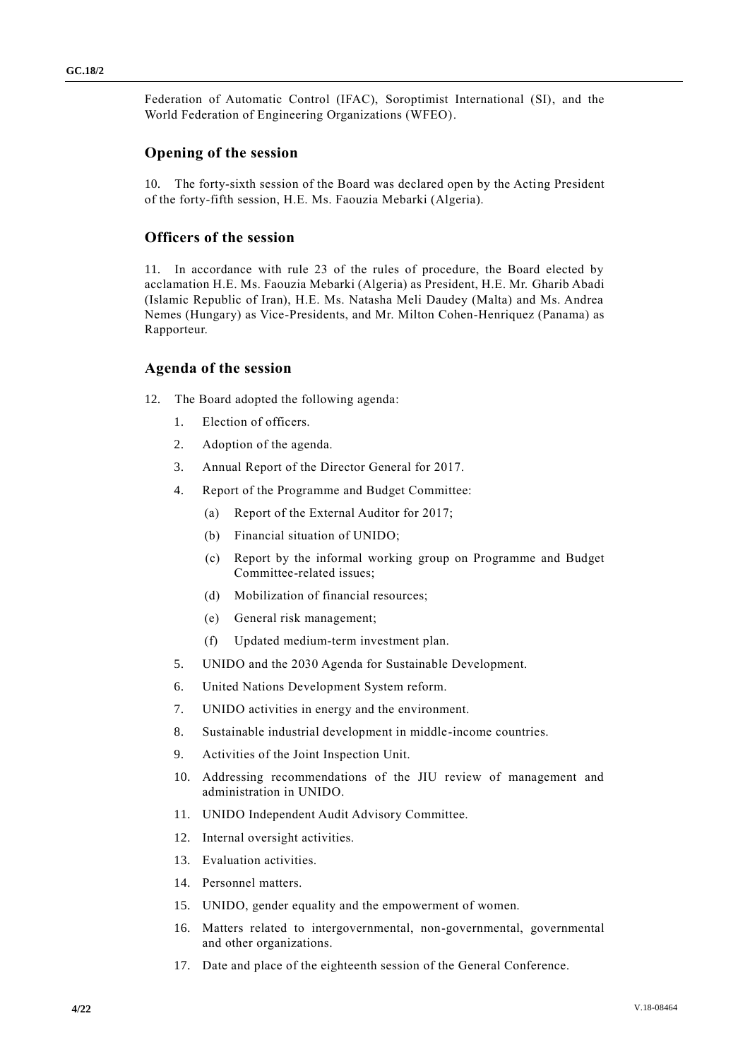Federation of Automatic Control (IFAC), Soroptimist International (SI), and the World Federation of Engineering Organizations (WFEO).

## Opening of the session

10. The forty-sixth session of the Board was declared open by the Acting President of the forty-fifth session, H.E. Ms. Faouzia Mebarki (Algeria).

## Officers of the session

11. In accordance with rule 23 of the rules of procedure, the Board elected by acclamation H.E. Ms. Faouzia Mebarki (Algeria) as President, H.E. Mr. Gharib Abadi (Islamic Republic of Iran), H.E. Ms. Natasha Meli Daudey (Malta) and Ms. Andrea Nemes (Hungary) as Vice-Presidents, and Mr. Milton Cohen-Henriquez (Panama) as Rapporteur.

## Agenda of the session

12. The Board adopted the following agenda:

1. Election of officers.
2. Adoption of the agenda.
3. Annual Report of the Director General for 2017.
4. Report of the Programme and Budget Committee:
   (a) Report of the External Auditor for 2017;
   (b) Financial situation of UNIDO;
   (c) Report by the informal working group on Programme and Budget Committee-related issues;
   (d) Mobilization of financial resources;
   (e) General risk management;
   (f) Updated medium-term investment plan.
5. UNIDO and the 2030 Agenda for Sustainable Development.
6. United Nations Development System reform.
7. UNIDO activities in energy and the environment.
8. Sustainable industrial development in middle-income countries.
9. Activities of the Joint Inspection Unit.
10. Addressing recommendations of the JIU review of management and administration in UNIDO.
11. UNIDO Independent Audit Advisory Committee.
12. Internal oversight activities.
13. Evaluation activities.
14. Personnel matters.
15. UNIDO, gender equality and the empowerment of women.
16. Matters related to intergovernmental, non-governmental, governmental and other organizations.
17. Date and place of the eighteenth session of the General Conference.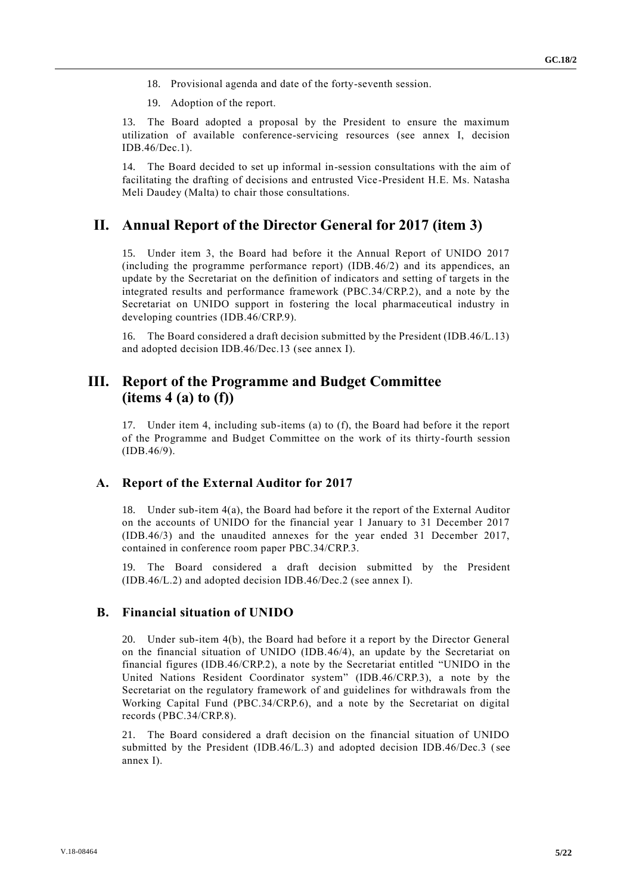18. Provisional agenda and date of the forty-seventh session.

19. Adoption of the report.

13. The Board adopted a proposal by the President to ensure the maximum utilization of available conference-servicing resources (see annex I, decision IDB.46/Dec.1).

14. The Board decided to set up informal in-session consultations with the aim of facilitating the drafting of decisions and entrusted Vice-President H.E. Ms. Natasha Meli Daudey (Malta) to chair those consultations.

# II. Annual Report of the Director General for 2017 (item 3)

15. Under item 3, the Board had before it the Annual Report of UNIDO 2017 (including the programme performance report) (IDB.46/2) and its appendices, an update by the Secretariat on the definition of indicators and setting of targets in the integrated results and performance framework (PBC.34/CRP.2), and a note by the Secretariat on UNIDO support in fostering the local pharmaceutical industry in developing countries (IDB.46/CRP.9).

16. The Board considered a draft decision submitted by the President (IDB.46/L.13) and adopted decision IDB.46/Dec.13 (see annex I).

# III. Report of the Programme and Budget Committee (items 4 (a) to (f))

17. Under item 4, including sub-items (a) to (f), the Board had before it the report of the Programme and Budget Committee on the work of its thirty-fourth session (IDB.46/9).

## A. Report of the External Auditor for 2017

18. Under sub-item 4(a), the Board had before it the report of the External Auditor on the accounts of UNIDO for the financial year 1 January to 31 December 2017 (IDB.46/3) and the unaudited annexes for the year ended 31 December 2017, contained in conference room paper PBC.34/CRP.3.

19. The Board considered a draft decision submitted by the President (IDB.46/L.2) and adopted decision IDB.46/Dec.2 (see annex I).

## B. Financial situation of UNIDO

20. Under sub-item 4(b), the Board had before it a report by the Director General on the financial situation of UNIDO (IDB.46/4), an update by the Secretariat on financial figures (IDB.46/CRP.2), a note by the Secretariat entitled "UNIDO in the United Nations Resident Coordinator system" (IDB.46/CRP.3), a note by the Secretariat on the regulatory framework of and guidelines for withdrawals from the Working Capital Fund (PBC.34/CRP.6), and a note by the Secretariat on digital records (PBC.34/CRP.8).

21. The Board considered a draft decision on the financial situation of UNIDO submitted by the President (IDB.46/L.3) and adopted decision IDB.46/Dec.3 (see annex I).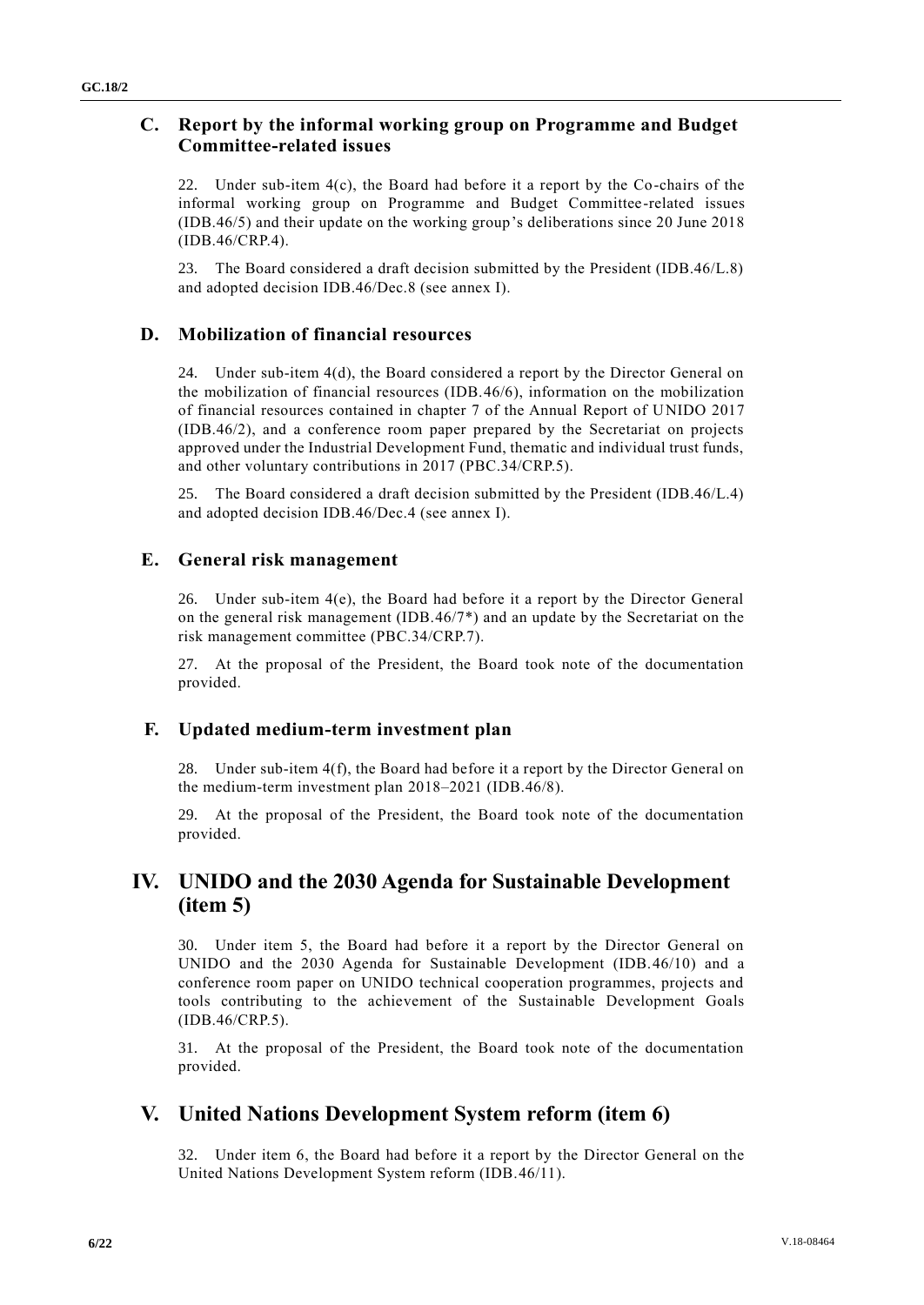### C. Report by the informal working group on Programme and Budget Committee-related issues

22. Under sub-item 4(c), the Board had before it a report by the Co-chairs of the informal working group on Programme and Budget Committee-related issues (IDB.46/5) and their update on the working group's deliberations since 20 June 2018 (IDB.46/CRP.4).

23. The Board considered a draft decision submitted by the President (IDB.46/L.8) and adopted decision IDB.46/Dec.8 (see annex I).

### D. Mobilization of financial resources

24. Under sub-item 4(d), the Board considered a report by the Director General on the mobilization of financial resources (IDB.46/6), information on the mobilization of financial resources contained in chapter 7 of the Annual Report of UNIDO 2017 (IDB.46/2), and a conference room paper prepared by the Secretariat on projects approved under the Industrial Development Fund, thematic and individual trust funds, and other voluntary contributions in 2017 (PBC.34/CRP.5).

25. The Board considered a draft decision submitted by the President (IDB.46/L.4) and adopted decision IDB.46/Dec.4 (see annex I).

### E. General risk management

26. Under sub-item 4(e), the Board had before it a report by the Director General on the general risk management (IDB.46/7*) and an update by the Secretariat on the risk management committee (PBC.34/CRP.7).

27. At the proposal of the President, the Board took note of the documentation provided.

### F. Updated medium-term investment plan

28. Under sub-item 4(f), the Board had before it a report by the Director General on the medium-term investment plan 2018–2021 (IDB.46/8).

29. At the proposal of the President, the Board took note of the documentation provided.

## IV. UNIDO and the 2030 Agenda for Sustainable Development (item 5)

30. Under item 5, the Board had before it a report by the Director General on UNIDO and the 2030 Agenda for Sustainable Development (IDB.46/10) and a conference room paper on UNIDO technical cooperation programmes, projects and tools contributing to the achievement of the Sustainable Development Goals (IDB.46/CRP.5).

31. At the proposal of the President, the Board took note of the documentation provided.

## V. United Nations Development System reform (item 6)

32. Under item 6, the Board had before it a report by the Director General on the United Nations Development System reform (IDB.46/11).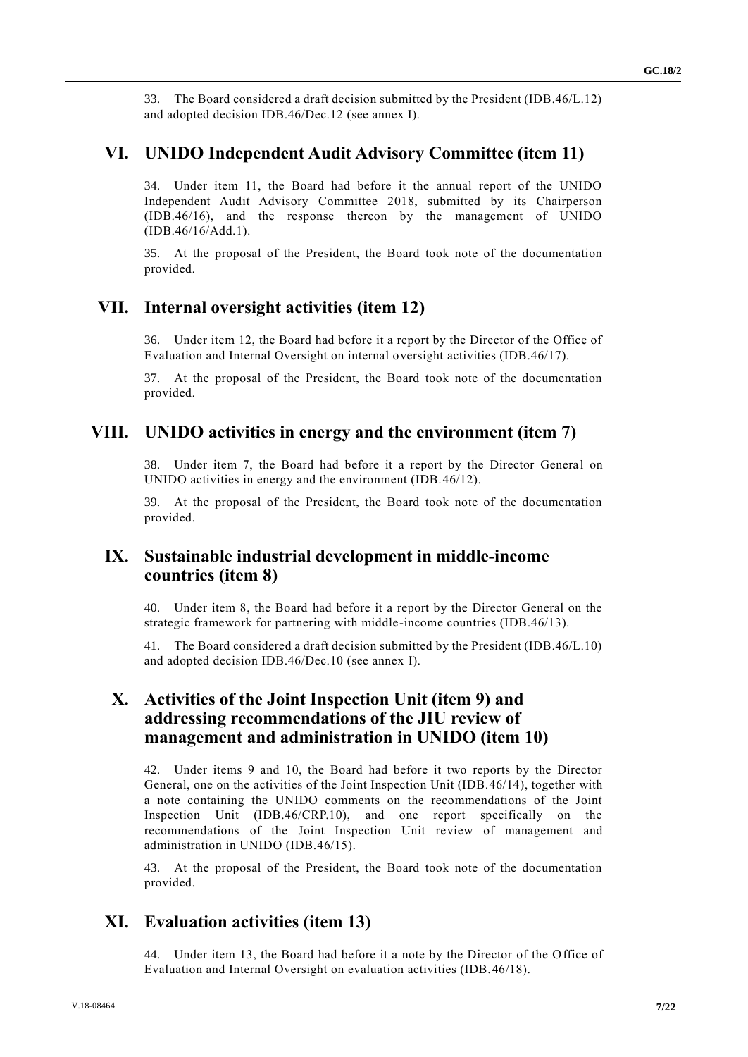33. The Board considered a draft decision submitted by the President (IDB.46/L.12) and adopted decision IDB.46/Dec.12 (see annex I).

## VI. UNIDO Independent Audit Advisory Committee (item 11)

34. Under item 11, the Board had before it the annual report of the UNIDO Independent Audit Advisory Committee 2018, submitted by its Chairperson (IDB.46/16), and the response thereon by the management of UNIDO (IDB.46/16/Add.1).

35. At the proposal of the President, the Board took note of the documentation provided.

## VII. Internal oversight activities (item 12)

36. Under item 12, the Board had before it a report by the Director of the Office of Evaluation and Internal Oversight on internal oversight activities (IDB.46/17).

37. At the proposal of the President, the Board took note of the documentation provided.

## VIII. UNIDO activities in energy and the environment (item 7)

38. Under item 7, the Board had before it a report by the Director General on UNIDO activities in energy and the environment (IDB.46/12).

39. At the proposal of the President, the Board took note of the documentation provided.

## IX. Sustainable industrial development in middle-income countries (item 8)

40. Under item 8, the Board had before it a report by the Director General on the strategic framework for partnering with middle-income countries (IDB.46/13).

41. The Board considered a draft decision submitted by the President (IDB.46/L.10) and adopted decision IDB.46/Dec.10 (see annex I).

## X. Activities of the Joint Inspection Unit (item 9) and addressing recommendations of the JIU review of management and administration in UNIDO (item 10)

42. Under items 9 and 10, the Board had before it two reports by the Director General, one on the activities of the Joint Inspection Unit (IDB.46/14), together with a note containing the UNIDO comments on the recommendations of the Joint Inspection Unit (IDB.46/CRP.10), and one report specifically on the recommendations of the Joint Inspection Unit review of management and administration in UNIDO (IDB.46/15).

43. At the proposal of the President, the Board took note of the documentation provided.

## XI. Evaluation activities (item 13)

44. Under item 13, the Board had before it a note by the Director of the Office of Evaluation and Internal Oversight on evaluation activities (IDB.46/18).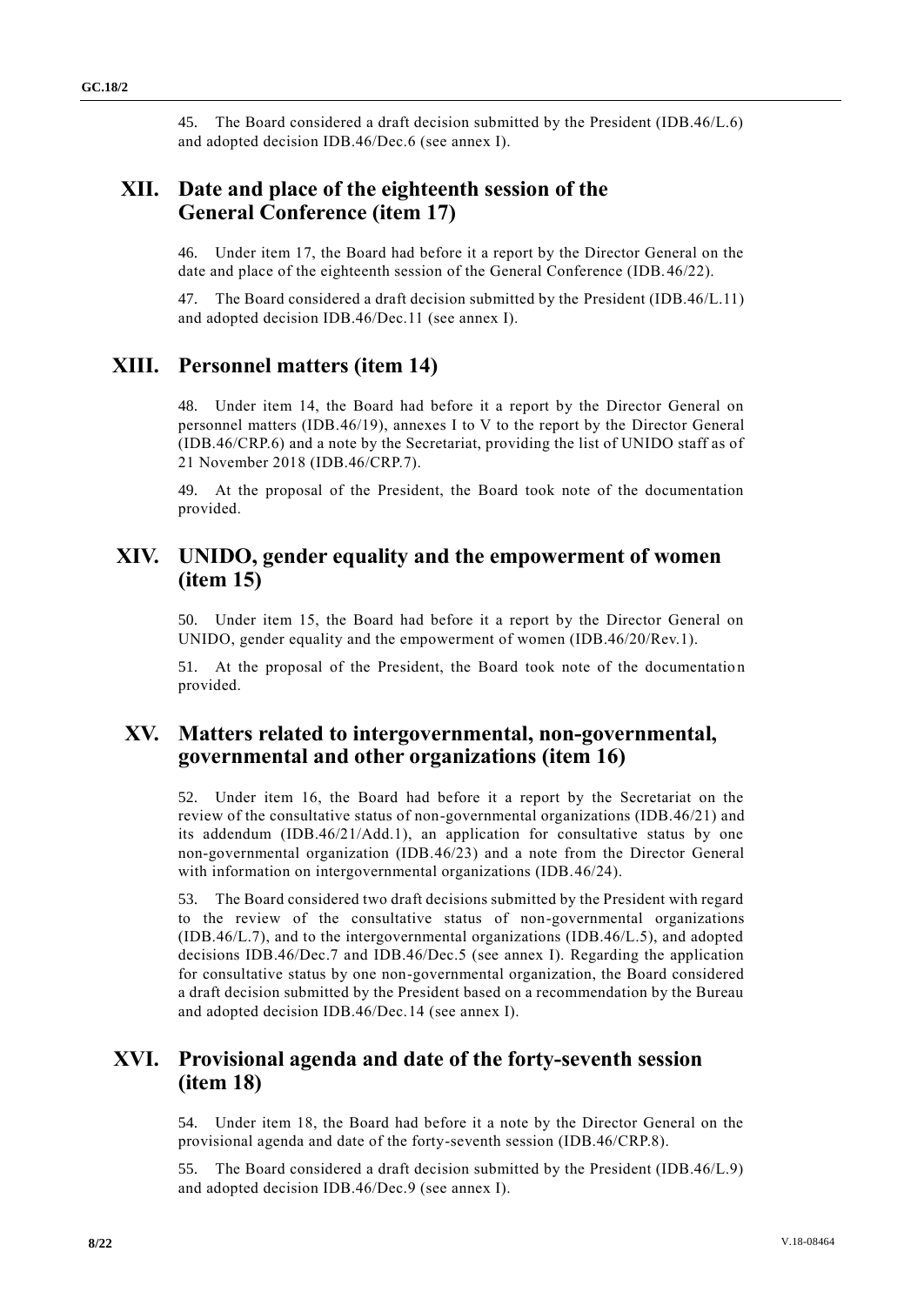45. The Board considered a draft decision submitted by the President (IDB.46/L.6) and adopted decision IDB.46/Dec.6 (see annex I).

## XII. Date and place of the eighteenth session of the General Conference (item 17)

46. Under item 17, the Board had before it a report by the Director General on the date and place of the eighteenth session of the General Conference (IDB.46/22).

47. The Board considered a draft decision submitted by the President (IDB.46/L.11) and adopted decision IDB.46/Dec.11 (see annex I).

## XIII. Personnel matters (item 14)

48. Under item 14, the Board had before it a report by the Director General on personnel matters (IDB.46/19), annexes I to V to the report by the Director General (IDB.46/CRP.6) and a note by the Secretariat, providing the list of UNIDO staff as of 21 November 2018 (IDB.46/CRP.7).

49. At the proposal of the President, the Board took note of the documentation provided.

## XIV. UNIDO, gender equality and the empowerment of women (item 15)

50. Under item 15, the Board had before it a report by the Director General on UNIDO, gender equality and the empowerment of women (IDB.46/20/Rev.1).

51. At the proposal of the President, the Board took note of the documentation provided.

## XV. Matters related to intergovernmental, non-governmental, governmental and other organizations (item 16)

52. Under item 16, the Board had before it a report by the Secretariat on the review of the consultative status of non-governmental organizations (IDB.46/21) and its addendum (IDB.46/21/Add.1), an application for consultative status by one non-governmental organization (IDB.46/23) and a note from the Director General with information on intergovernmental organizations (IDB.46/24).

53. The Board considered two draft decisions submitted by the President with regard to the review of the consultative status of non-governmental organizations (IDB.46/L.7), and to the intergovernmental organizations (IDB.46/L.5), and adopted decisions IDB.46/Dec.7 and IDB.46/Dec.5 (see annex I). Regarding the application for consultative status by one non-governmental organization, the Board considered a draft decision submitted by the President based on a recommendation by the Bureau and adopted decision IDB.46/Dec.14 (see annex I).

## XVI. Provisional agenda and date of the forty-seventh session (item 18)

54. Under item 18, the Board had before it a note by the Director General on the provisional agenda and date of the forty-seventh session (IDB.46/CRP.8).

55. The Board considered a draft decision submitted by the President (IDB.46/L.9) and adopted decision IDB.46/Dec.9 (see annex I).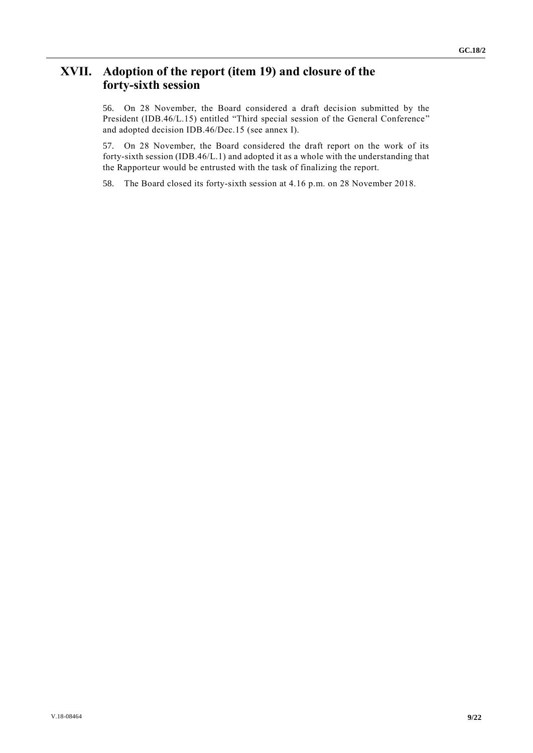# XVII. Adoption of the report (item 19) and closure of the forty-sixth session

56. On 28 November, the Board considered a draft decision submitted by the President (IDB.46/L.15) entitled "Third special session of the General Conference" and adopted decision IDB.46/Dec.15 (see annex I).

57. On 28 November, the Board considered the draft report on the work of its forty-sixth session (IDB.46/L.1) and adopted it as a whole with the understanding that the Rapporteur would be entrusted with the task of finalizing the report.

58. The Board closed its forty-sixth session at 4.16 p.m. on 28 November 2018.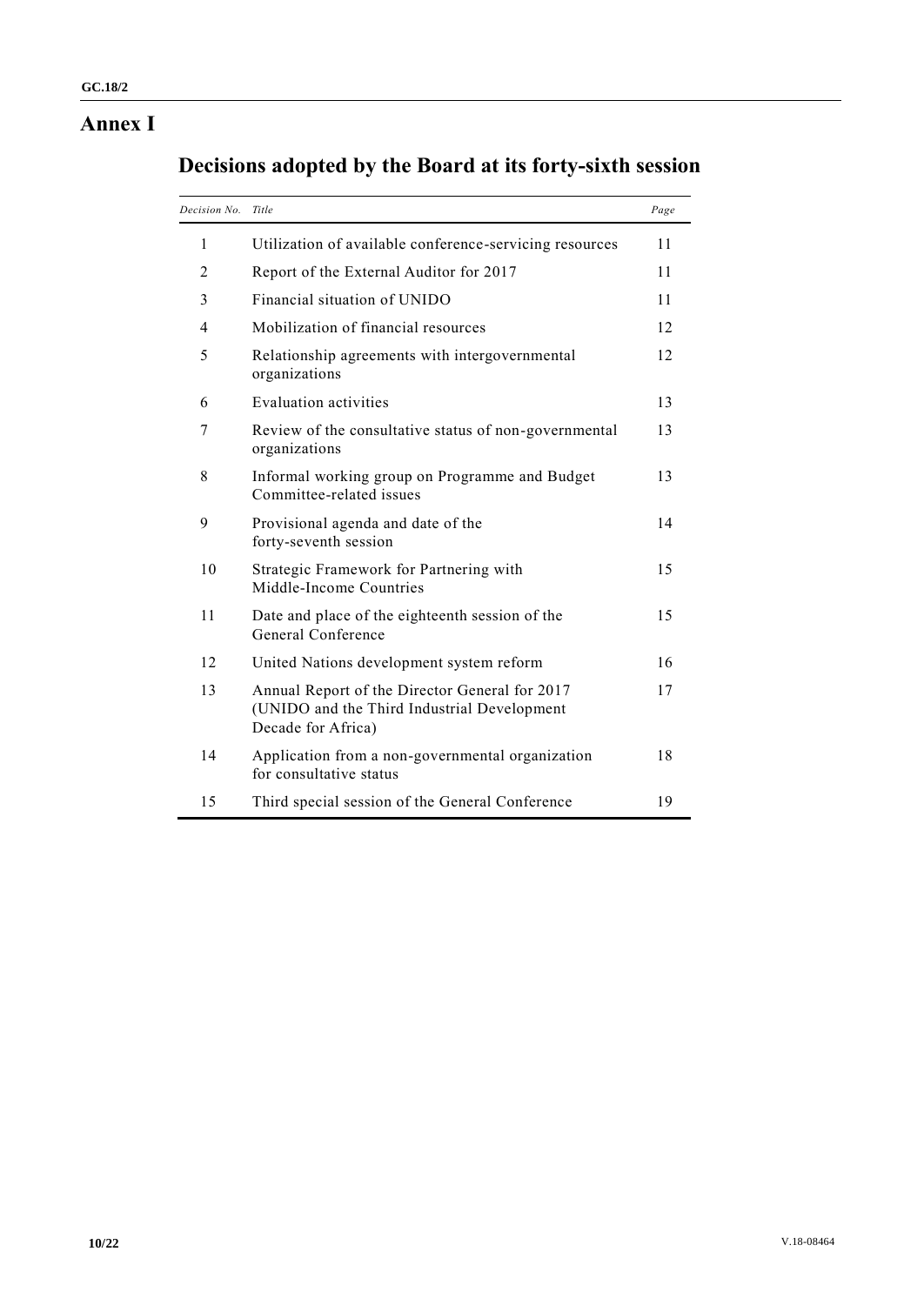# Annex I

## Decisions adopted by the Board at its forty-sixth session

| *Decision No.* | *Title* | *Page* |
|---|---|---|
| 1 | Utilization of available conference-servicing resources | 11 |
| 2 | Report of the External Auditor for 2017 | 11 |
| 3 | Financial situation of UNIDO | 11 |
| 4 | Mobilization of financial resources | 12 |
| 5 | Relationship agreements with intergovernmental organizations | 12 |
| 6 | Evaluation activities | 13 |
| 7 | Review of the consultative status of non-governmental organizations | 13 |
| 8 | Informal working group on Programme and Budget Committee-related issues | 13 |
| 9 | Provisional agenda and date of the forty-seventh session | 14 |
| 10 | Strategic Framework for Partnering with Middle-Income Countries | 15 |
| 11 | Date and place of the eighteenth session of the General Conference | 15 |
| 12 | United Nations development system reform | 16 |
| 13 | Annual Report of the Director General for 2017 (UNIDO and the Third Industrial Development Decade for Africa) | 17 |
| 14 | Application from a non-governmental organization for consultative status | 18 |
| 15 | Third special session of the General Conference | 19 |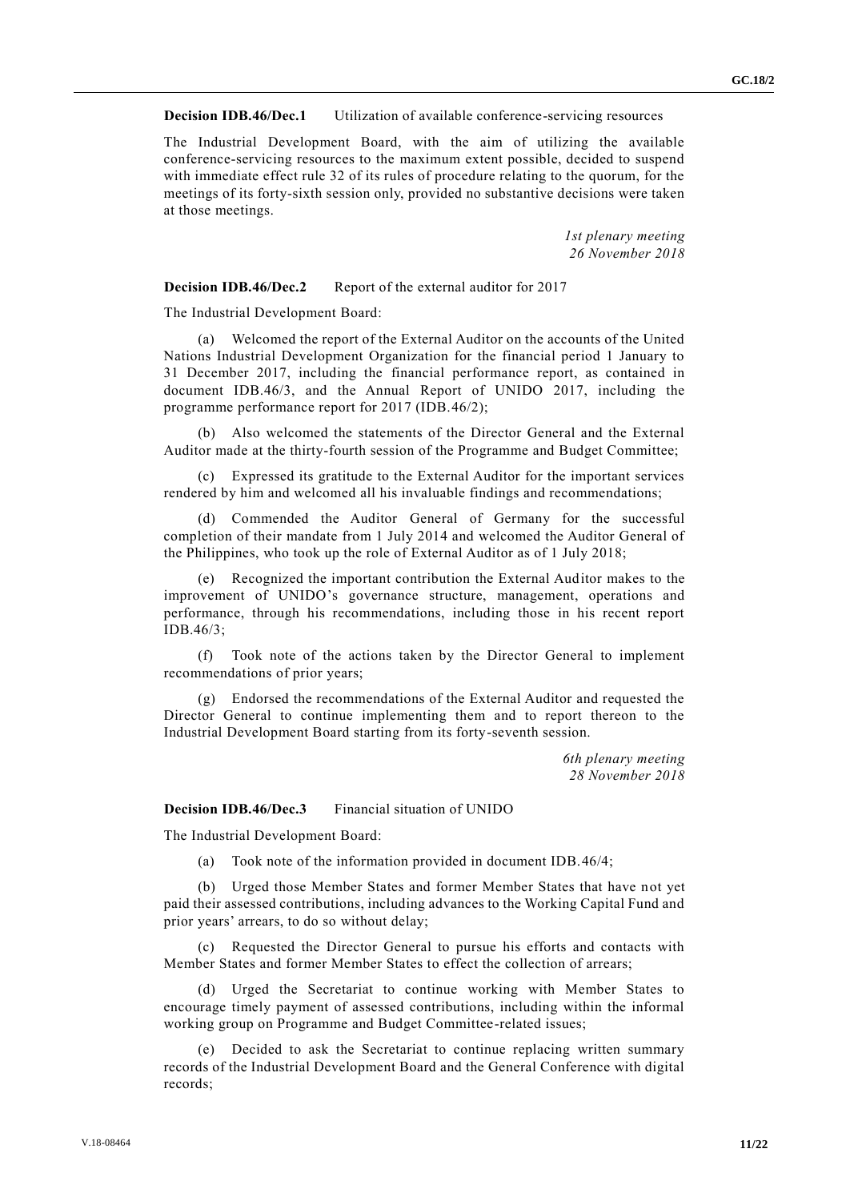**Decision IDB.46/Dec.1** Utilization of available conference-servicing resources

The Industrial Development Board, with the aim of utilizing the available conference-servicing resources to the maximum extent possible, decided to suspend with immediate effect rule 32 of its rules of procedure relating to the quorum, for the meetings of its forty-sixth session only, provided no substantive decisions were taken at those meetings.

*1st plenary meeting*
*26 November 2018*

**Decision IDB.46/Dec.2** Report of the external auditor for 2017

The Industrial Development Board:

(a) Welcomed the report of the External Auditor on the accounts of the United Nations Industrial Development Organization for the financial period 1 January to 31 December 2017, including the financial performance report, as contained in document IDB.46/3, and the Annual Report of UNIDO 2017, including the programme performance report for 2017 (IDB.46/2);

(b) Also welcomed the statements of the Director General and the External Auditor made at the thirty-fourth session of the Programme and Budget Committee;

(c) Expressed its gratitude to the External Auditor for the important services rendered by him and welcomed all his invaluable findings and recommendations;

(d) Commended the Auditor General of Germany for the successful completion of their mandate from 1 July 2014 and welcomed the Auditor General of the Philippines, who took up the role of External Auditor as of 1 July 2018;

(e) Recognized the important contribution the External Auditor makes to the improvement of UNIDO's governance structure, management, operations and performance, through his recommendations, including those in his recent report IDB.46/3;

(f) Took note of the actions taken by the Director General to implement recommendations of prior years;

(g) Endorsed the recommendations of the External Auditor and requested the Director General to continue implementing them and to report thereon to the Industrial Development Board starting from its forty-seventh session.

*6th plenary meeting*
*28 November 2018*

**Decision IDB.46/Dec.3** Financial situation of UNIDO

The Industrial Development Board:

(a) Took note of the information provided in document IDB.46/4;

(b) Urged those Member States and former Member States that have not yet paid their assessed contributions, including advances to the Working Capital Fund and prior years' arrears, to do so without delay;

(c) Requested the Director General to pursue his efforts and contacts with Member States and former Member States to effect the collection of arrears;

(d) Urged the Secretariat to continue working with Member States to encourage timely payment of assessed contributions, including within the informal working group on Programme and Budget Committee-related issues;

(e) Decided to ask the Secretariat to continue replacing written summary records of the Industrial Development Board and the General Conference with digital records;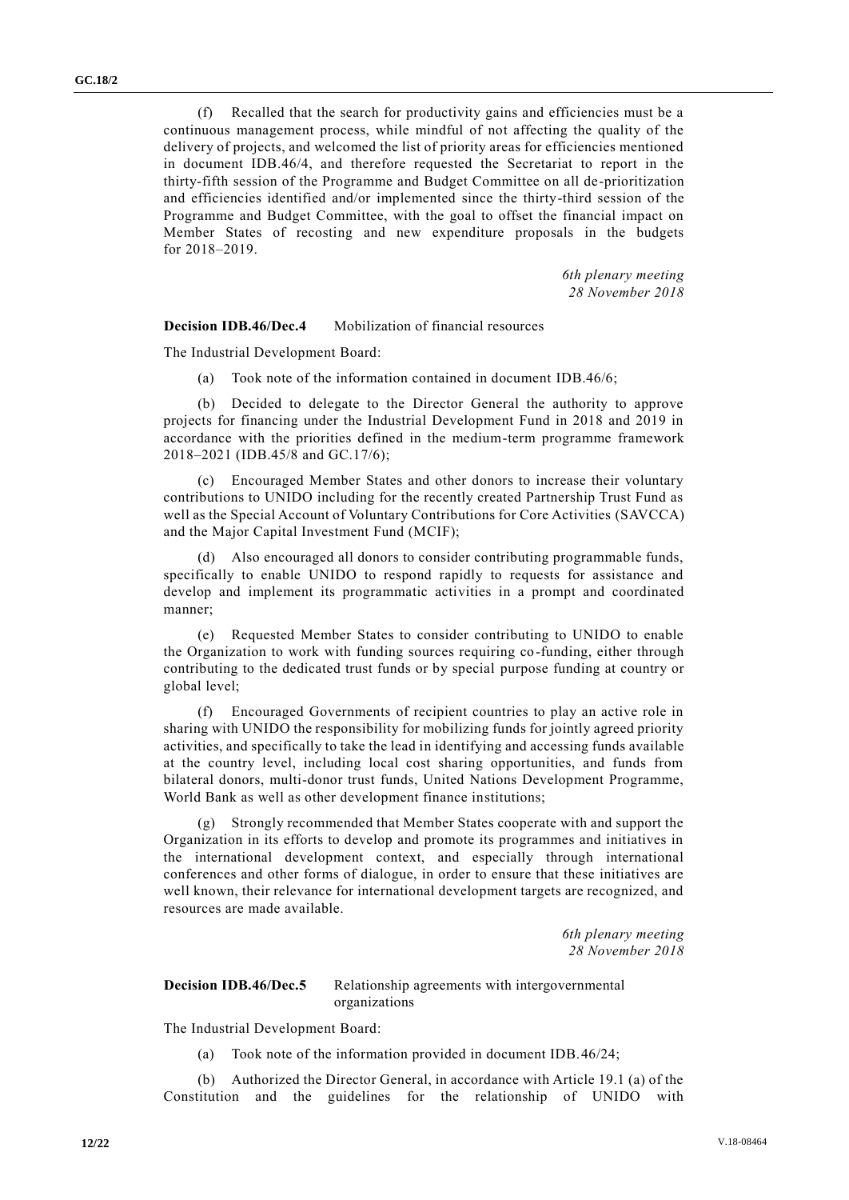(f) Recalled that the search for productivity gains and efficiencies must be a continuous management process, while mindful of not affecting the quality of the delivery of projects, and welcomed the list of priority areas for efficiencies mentioned in document IDB.46/4, and therefore requested the Secretariat to report in the thirty-fifth session of the Programme and Budget Committee on all de-prioritization and efficiencies identified and/or implemented since the thirty-third session of the Programme and Budget Committee, with the goal to offset the financial impact on Member States of recosting and new expenditure proposals in the budgets for 2018–2019.

*6th plenary meeting*
*28 November 2018*

**Decision IDB.46/Dec.4** Mobilization of financial resources

The Industrial Development Board:

(a) Took note of the information contained in document IDB.46/6;

(b) Decided to delegate to the Director General the authority to approve projects for financing under the Industrial Development Fund in 2018 and 2019 in accordance with the priorities defined in the medium-term programme framework 2018–2021 (IDB.45/8 and GC.17/6);

(c) Encouraged Member States and other donors to increase their voluntary contributions to UNIDO including for the recently created Partnership Trust Fund as well as the Special Account of Voluntary Contributions for Core Activities (SAVCCA) and the Major Capital Investment Fund (MCIF);

(d) Also encouraged all donors to consider contributing programmable funds, specifically to enable UNIDO to respond rapidly to requests for assistance and develop and implement its programmatic activities in a prompt and coordinated manner;

(e) Requested Member States to consider contributing to UNIDO to enable the Organization to work with funding sources requiring co-funding, either through contributing to the dedicated trust funds or by special purpose funding at country or global level;

(f) Encouraged Governments of recipient countries to play an active role in sharing with UNIDO the responsibility for mobilizing funds for jointly agreed priority activities, and specifically to take the lead in identifying and accessing funds available at the country level, including local cost sharing opportunities, and funds from bilateral donors, multi-donor trust funds, United Nations Development Programme, World Bank as well as other development finance institutions;

(g) Strongly recommended that Member States cooperate with and support the Organization in its efforts to develop and promote its programmes and initiatives in the international development context, and especially through international conferences and other forms of dialogue, in order to ensure that these initiatives are well known, their relevance for international development targets are recognized, and resources are made available.

*6th plenary meeting*
*28 November 2018*

**Decision IDB.46/Dec.5** Relationship agreements with intergovernmental organizations

The Industrial Development Board:

(a) Took note of the information provided in document IDB.46/24;

(b) Authorized the Director General, in accordance with Article 19.1 (a) of the Constitution and the guidelines for the relationship of UNIDO with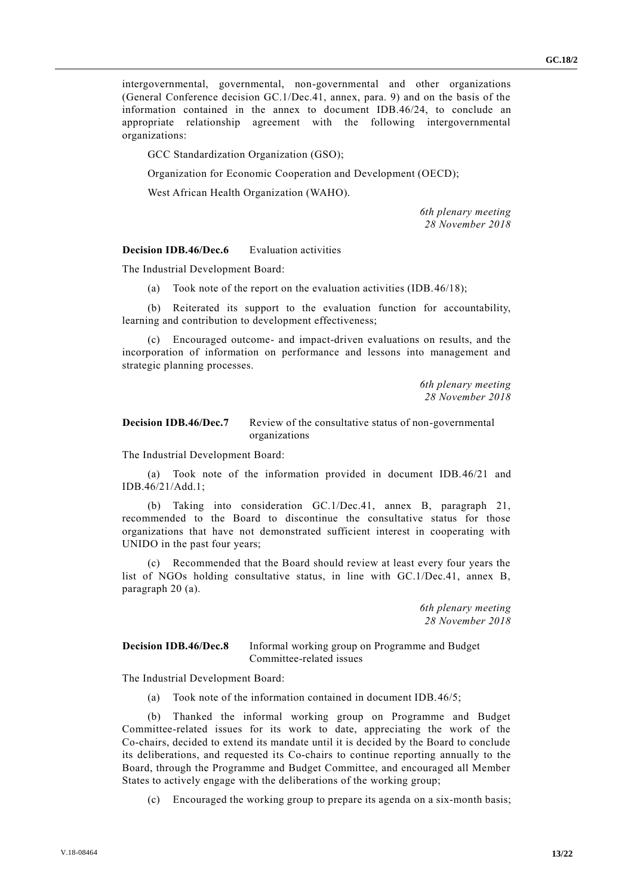intergovernmental, governmental, non-governmental and other organizations (General Conference decision GC.1/Dec.41, annex, para. 9) and on the basis of the information contained in the annex to document IDB.46/24, to conclude an appropriate relationship agreement with the following intergovernmental organizations:

GCC Standardization Organization (GSO);

Organization for Economic Cooperation and Development (OECD);

West African Health Organization (WAHO).

*6th plenary meeting*
*28 November 2018*

**Decision IDB.46/Dec.6** Evaluation activities

The Industrial Development Board:

(a) Took note of the report on the evaluation activities (IDB.46/18);

(b) Reiterated its support to the evaluation function for accountability, learning and contribution to development effectiveness;

(c) Encouraged outcome- and impact-driven evaluations on results, and the incorporation of information on performance and lessons into management and strategic planning processes.

*6th plenary meeting*
*28 November 2018*

**Decision IDB.46/Dec.7** Review of the consultative status of non-governmental organizations

The Industrial Development Board:

(a) Took note of the information provided in document IDB.46/21 and IDB.46/21/Add.1;

(b) Taking into consideration GC.1/Dec.41, annex B, paragraph 21, recommended to the Board to discontinue the consultative status for those organizations that have not demonstrated sufficient interest in cooperating with UNIDO in the past four years;

(c) Recommended that the Board should review at least every four years the list of NGOs holding consultative status, in line with GC.1/Dec.41, annex B, paragraph 20 (a).

*6th plenary meeting*
*28 November 2018*

**Decision IDB.46/Dec.8** Informal working group on Programme and Budget Committee-related issues

The Industrial Development Board:

(a) Took note of the information contained in document IDB.46/5;

(b) Thanked the informal working group on Programme and Budget Committee-related issues for its work to date, appreciating the work of the Co-chairs, decided to extend its mandate until it is decided by the Board to conclude its deliberations, and requested its Co-chairs to continue reporting annually to the Board, through the Programme and Budget Committee, and encouraged all Member States to actively engage with the deliberations of the working group;

(c) Encouraged the working group to prepare its agenda on a six-month basis;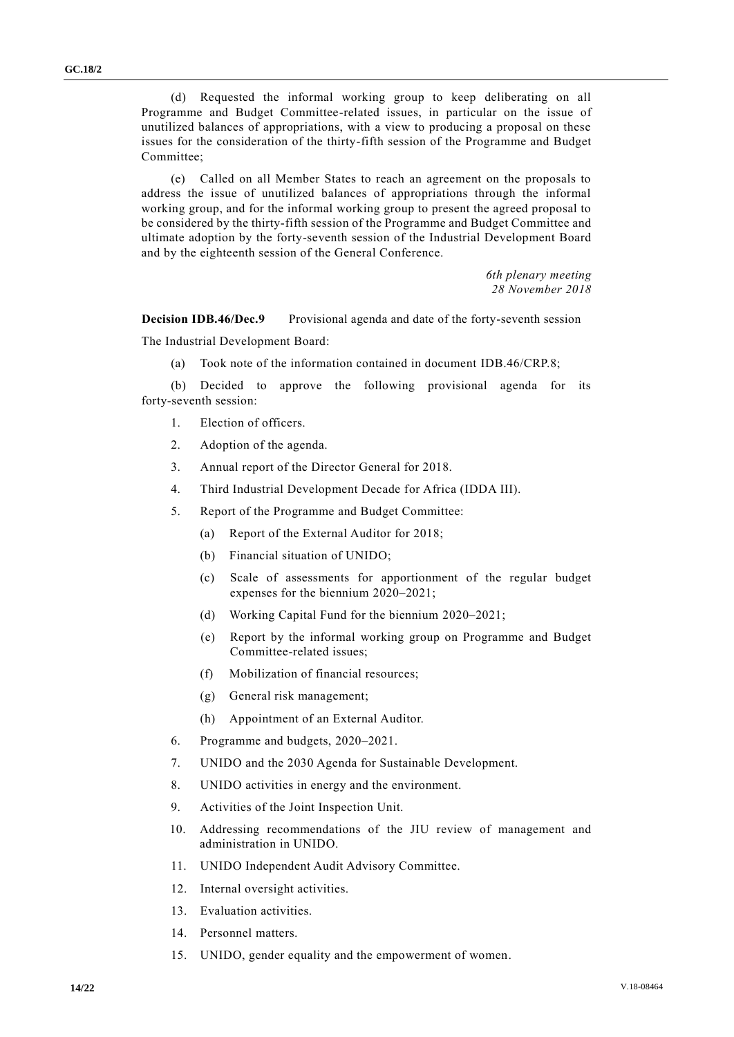(d) Requested the informal working group to keep deliberating on all Programme and Budget Committee-related issues, in particular on the issue of unutilized balances of appropriations, with a view to producing a proposal on these issues for the consideration of the thirty-fifth session of the Programme and Budget Committee;

(e) Called on all Member States to reach an agreement on the proposals to address the issue of unutilized balances of appropriations through the informal working group, and for the informal working group to present the agreed proposal to be considered by the thirty-fifth session of the Programme and Budget Committee and ultimate adoption by the forty-seventh session of the Industrial Development Board and by the eighteenth session of the General Conference.

*6th plenary meeting*
*28 November 2018*

**Decision IDB.46/Dec.9** Provisional agenda and date of the forty-seventh session

The Industrial Development Board:

(a) Took note of the information contained in document IDB.46/CRP.8;

(b) Decided to approve the following provisional agenda for its forty-seventh session:

1. Election of officers.
2. Adoption of the agenda.
3. Annual report of the Director General for 2018.
4. Third Industrial Development Decade for Africa (IDDA III).
5. Report of the Programme and Budget Committee:
   (a) Report of the External Auditor for 2018;
   (b) Financial situation of UNIDO;
   (c) Scale of assessments for apportionment of the regular budget expenses for the biennium 2020–2021;
   (d) Working Capital Fund for the biennium 2020–2021;
   (e) Report by the informal working group on Programme and Budget Committee-related issues;
   (f) Mobilization of financial resources;
   (g) General risk management;
   (h) Appointment of an External Auditor.
6. Programme and budgets, 2020–2021.
7. UNIDO and the 2030 Agenda for Sustainable Development.
8. UNIDO activities in energy and the environment.
9. Activities of the Joint Inspection Unit.
10. Addressing recommendations of the JIU review of management and administration in UNIDO.
11. UNIDO Independent Audit Advisory Committee.
12. Internal oversight activities.
13. Evaluation activities.
14. Personnel matters.
15. UNIDO, gender equality and the empowerment of women.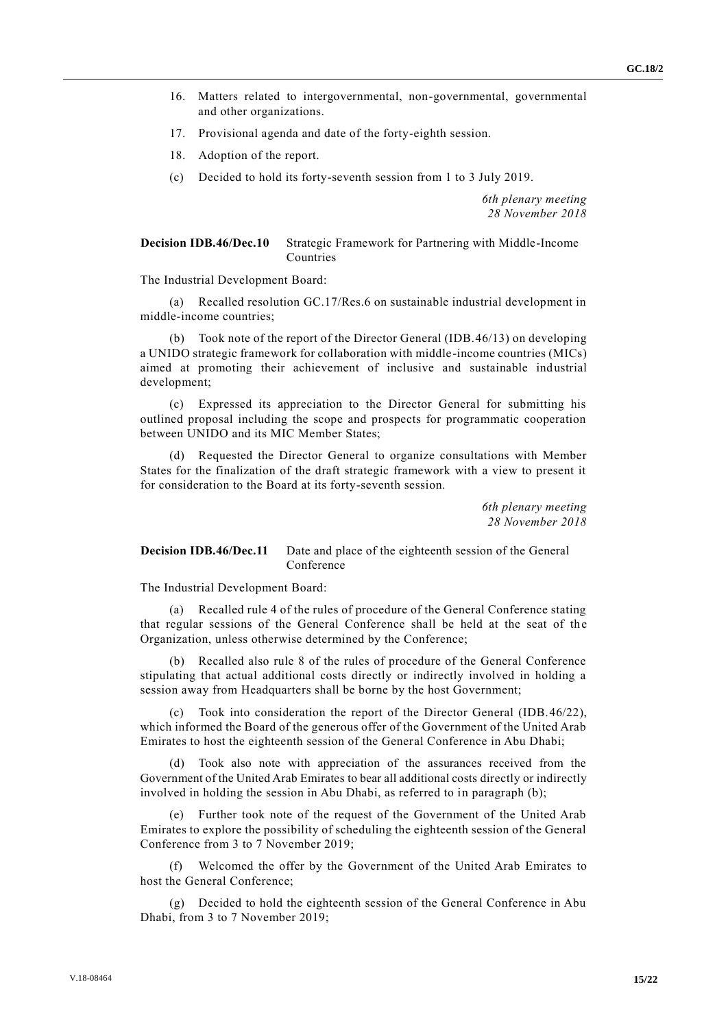16. Matters related to intergovernmental, non-governmental, governmental and other organizations.

17. Provisional agenda and date of the forty-eighth session.

18. Adoption of the report.

(c) Decided to hold its forty-seventh session from 1 to 3 July 2019.

*6th plenary meeting*
*28 November 2018*

**Decision IDB.46/Dec.10** Strategic Framework for Partnering with Middle-Income Countries

The Industrial Development Board:

(a) Recalled resolution GC.17/Res.6 on sustainable industrial development in middle-income countries;

(b) Took note of the report of the Director General (IDB.46/13) on developing a UNIDO strategic framework for collaboration with middle-income countries (MICs) aimed at promoting their achievement of inclusive and sustainable industrial development;

(c) Expressed its appreciation to the Director General for submitting his outlined proposal including the scope and prospects for programmatic cooperation between UNIDO and its MIC Member States;

(d) Requested the Director General to organize consultations with Member States for the finalization of the draft strategic framework with a view to present it for consideration to the Board at its forty-seventh session.

*6th plenary meeting*
*28 November 2018*

**Decision IDB.46/Dec.11** Date and place of the eighteenth session of the General Conference

The Industrial Development Board:

(a) Recalled rule 4 of the rules of procedure of the General Conference stating that regular sessions of the General Conference shall be held at the seat of the Organization, unless otherwise determined by the Conference;

(b) Recalled also rule 8 of the rules of procedure of the General Conference stipulating that actual additional costs directly or indirectly involved in holding a session away from Headquarters shall be borne by the host Government;

(c) Took into consideration the report of the Director General (IDB.46/22), which informed the Board of the generous offer of the Government of the United Arab Emirates to host the eighteenth session of the General Conference in Abu Dhabi;

(d) Took also note with appreciation of the assurances received from the Government of the United Arab Emirates to bear all additional costs directly or indirectly involved in holding the session in Abu Dhabi, as referred to in paragraph (b);

(e) Further took note of the request of the Government of the United Arab Emirates to explore the possibility of scheduling the eighteenth session of the General Conference from 3 to 7 November 2019;

(f) Welcomed the offer by the Government of the United Arab Emirates to host the General Conference;

(g) Decided to hold the eighteenth session of the General Conference in Abu Dhabi, from 3 to 7 November 2019;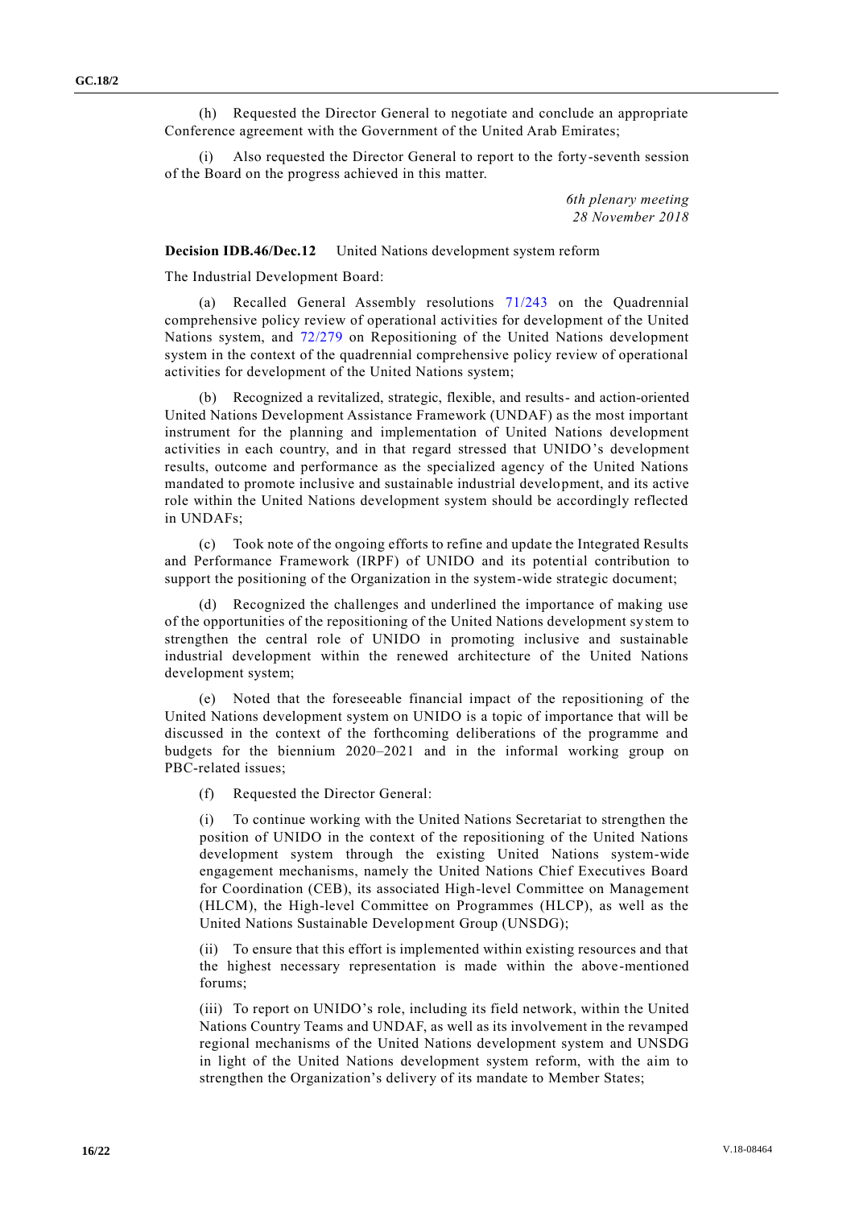(h) Requested the Director General to negotiate and conclude an appropriate Conference agreement with the Government of the United Arab Emirates;

(i) Also requested the Director General to report to the forty-seventh session of the Board on the progress achieved in this matter.

*6th plenary meeting*
*28 November 2018*

**Decision IDB.46/Dec.12** United Nations development system reform

The Industrial Development Board:

(a) Recalled General Assembly resolutions 71/243 on the Quadrennial comprehensive policy review of operational activities for development of the United Nations system, and 72/279 on Repositioning of the United Nations development system in the context of the quadrennial comprehensive policy review of operational activities for development of the United Nations system;

(b) Recognized a revitalized, strategic, flexible, and results- and action-oriented United Nations Development Assistance Framework (UNDAF) as the most important instrument for the planning and implementation of United Nations development activities in each country, and in that regard stressed that UNIDO's development results, outcome and performance as the specialized agency of the United Nations mandated to promote inclusive and sustainable industrial development, and its active role within the United Nations development system should be accordingly reflected in UNDAFs;

(c) Took note of the ongoing efforts to refine and update the Integrated Results and Performance Framework (IRPF) of UNIDO and its potential contribution to support the positioning of the Organization in the system-wide strategic document;

(d) Recognized the challenges and underlined the importance of making use of the opportunities of the repositioning of the United Nations development system to strengthen the central role of UNIDO in promoting inclusive and sustainable industrial development within the renewed architecture of the United Nations development system;

(e) Noted that the foreseeable financial impact of the repositioning of the United Nations development system on UNIDO is a topic of importance that will be discussed in the context of the forthcoming deliberations of the programme and budgets for the biennium 2020–2021 and in the informal working group on PBC-related issues;

(f) Requested the Director General:

(i) To continue working with the United Nations Secretariat to strengthen the position of UNIDO in the context of the repositioning of the United Nations development system through the existing United Nations system-wide engagement mechanisms, namely the United Nations Chief Executives Board for Coordination (CEB), its associated High-level Committee on Management (HLCM), the High-level Committee on Programmes (HLCP), as well as the United Nations Sustainable Development Group (UNSDG);

(ii) To ensure that this effort is implemented within existing resources and that the highest necessary representation is made within the above-mentioned forums;

(iii) To report on UNIDO's role, including its field network, within the United Nations Country Teams and UNDAF, as well as its involvement in the revamped regional mechanisms of the United Nations development system and UNSDG in light of the United Nations development system reform, with the aim to strengthen the Organization's delivery of its mandate to Member States;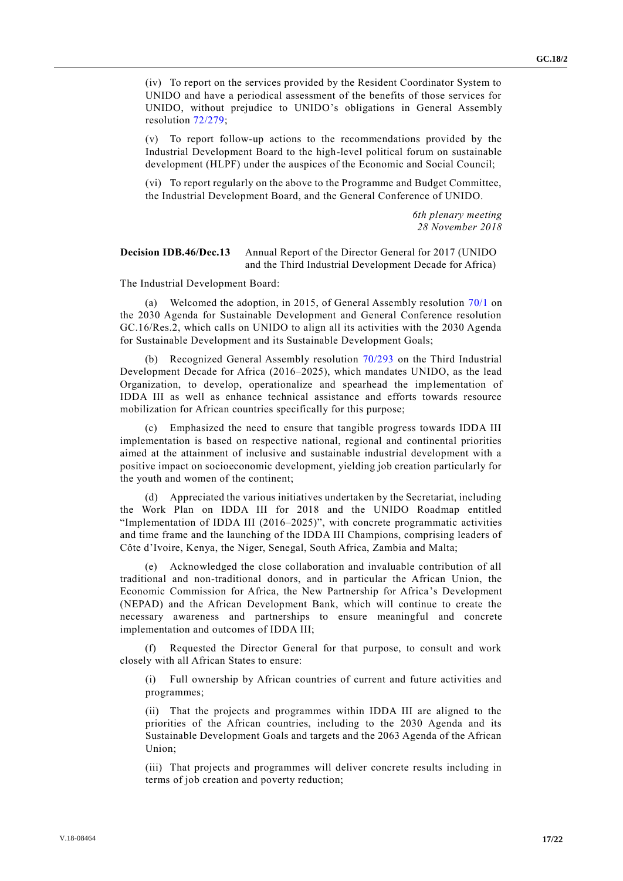(iv) To report on the services provided by the Resident Coordinator System to UNIDO and have a periodical assessment of the benefits of those services for UNIDO, without prejudice to UNIDO's obligations in General Assembly resolution 72/279;

(v) To report follow-up actions to the recommendations provided by the Industrial Development Board to the high-level political forum on sustainable development (HLPF) under the auspices of the Economic and Social Council;

(vi) To report regularly on the above to the Programme and Budget Committee, the Industrial Development Board, and the General Conference of UNIDO.

*6th plenary meeting*
*28 November 2018*

**Decision IDB.46/Dec.13** Annual Report of the Director General for 2017 (UNIDO and the Third Industrial Development Decade for Africa)

The Industrial Development Board:

(a) Welcomed the adoption, in 2015, of General Assembly resolution 70/1 on the 2030 Agenda for Sustainable Development and General Conference resolution GC.16/Res.2, which calls on UNIDO to align all its activities with the 2030 Agenda for Sustainable Development and its Sustainable Development Goals;

(b) Recognized General Assembly resolution 70/293 on the Third Industrial Development Decade for Africa (2016–2025), which mandates UNIDO, as the lead Organization, to develop, operationalize and spearhead the implementation of IDDA III as well as enhance technical assistance and efforts towards resource mobilization for African countries specifically for this purpose;

(c) Emphasized the need to ensure that tangible progress towards IDDA III implementation is based on respective national, regional and continental priorities aimed at the attainment of inclusive and sustainable industrial development with a positive impact on socioeconomic development, yielding job creation particularly for the youth and women of the continent;

(d) Appreciated the various initiatives undertaken by the Secretariat, including the Work Plan on IDDA III for 2018 and the UNIDO Roadmap entitled "Implementation of IDDA III (2016–2025)", with concrete programmatic activities and time frame and the launching of the IDDA III Champions, comprising leaders of Côte d'Ivoire, Kenya, the Niger, Senegal, South Africa, Zambia and Malta;

(e) Acknowledged the close collaboration and invaluable contribution of all traditional and non-traditional donors, and in particular the African Union, the Economic Commission for Africa, the New Partnership for Africa's Development (NEPAD) and the African Development Bank, which will continue to create the necessary awareness and partnerships to ensure meaningful and concrete implementation and outcomes of IDDA III;

(f) Requested the Director General for that purpose, to consult and work closely with all African States to ensure:

(i) Full ownership by African countries of current and future activities and programmes;

(ii) That the projects and programmes within IDDA III are aligned to the priorities of the African countries, including to the 2030 Agenda and its Sustainable Development Goals and targets and the 2063 Agenda of the African Union;

(iii) That projects and programmes will deliver concrete results including in terms of job creation and poverty reduction;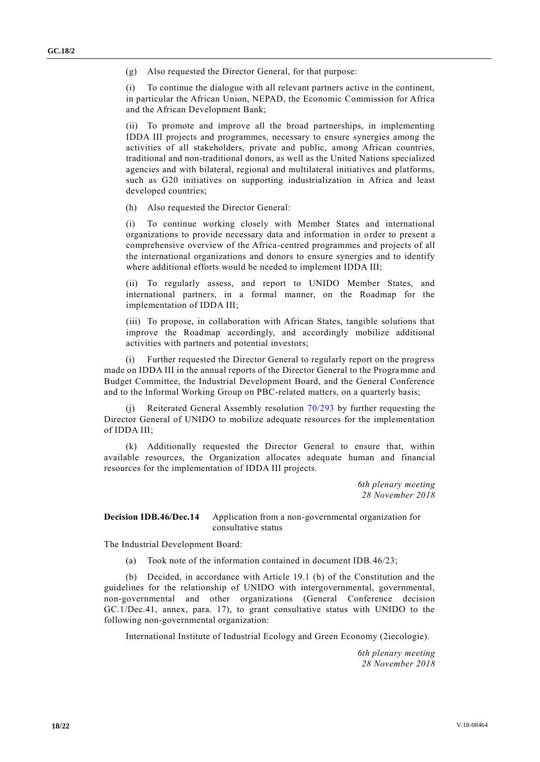(g) Also requested the Director General, for that purpose:

(i) To continue the dialogue with all relevant partners active in the continent, in particular the African Union, NEPAD, the Economic Commission for Africa and the African Development Bank;

(ii) To promote and improve all the broad partnerships, in implementing IDDA III projects and programmes, necessary to ensure synergies among the activities of all stakeholders, private and public, among African countries, traditional and non-traditional donors, as well as the United Nations specialized agencies and with bilateral, regional and multilateral initiatives and platforms, such as G20 initiatives on supporting industrialization in Africa and least developed countries;

(h) Also requested the Director General:

(i) To continue working closely with Member States and international organizations to provide necessary data and information in order to present a comprehensive overview of the Africa-centred programmes and projects of all the international organizations and donors to ensure synergies and to identify where additional efforts would be needed to implement IDDA III;

(ii) To regularly assess, and report to UNIDO Member States, and international partners, in a formal manner, on the Roadmap for the implementation of IDDA III;

(iii) To propose, in collaboration with African States, tangible solutions that improve the Roadmap accordingly, and accordingly mobilize additional activities with partners and potential investors;

(i) Further requested the Director General to regularly report on the progress made on IDDA III in the annual reports of the Director General to the Programme and Budget Committee, the Industrial Development Board, and the General Conference and to the Informal Working Group on PBC-related matters, on a quarterly basis;

(j) Reiterated General Assembly resolution 70/293 by further requesting the Director General of UNIDO to mobilize adequate resources for the implementation of IDDA III;

(k) Additionally requested the Director General to ensure that, within available resources, the Organization allocates adequate human and financial resources for the implementation of IDDA III projects.

*6th plenary meeting*
*28 November 2018*

**Decision IDB.46/Dec.14** Application from a non-governmental organization for consultative status

The Industrial Development Board:

(a) Took note of the information contained in document IDB.46/23;

(b) Decided, in accordance with Article 19.1 (b) of the Constitution and the guidelines for the relationship of UNIDO with intergovernmental, governmental, non-governmental and other organizations (General Conference decision GC.1/Dec.41, annex, para. 17), to grant consultative status with UNIDO to the following non-governmental organization:

International Institute of Industrial Ecology and Green Economy (2iecologie).

*6th plenary meeting*
*28 November 2018*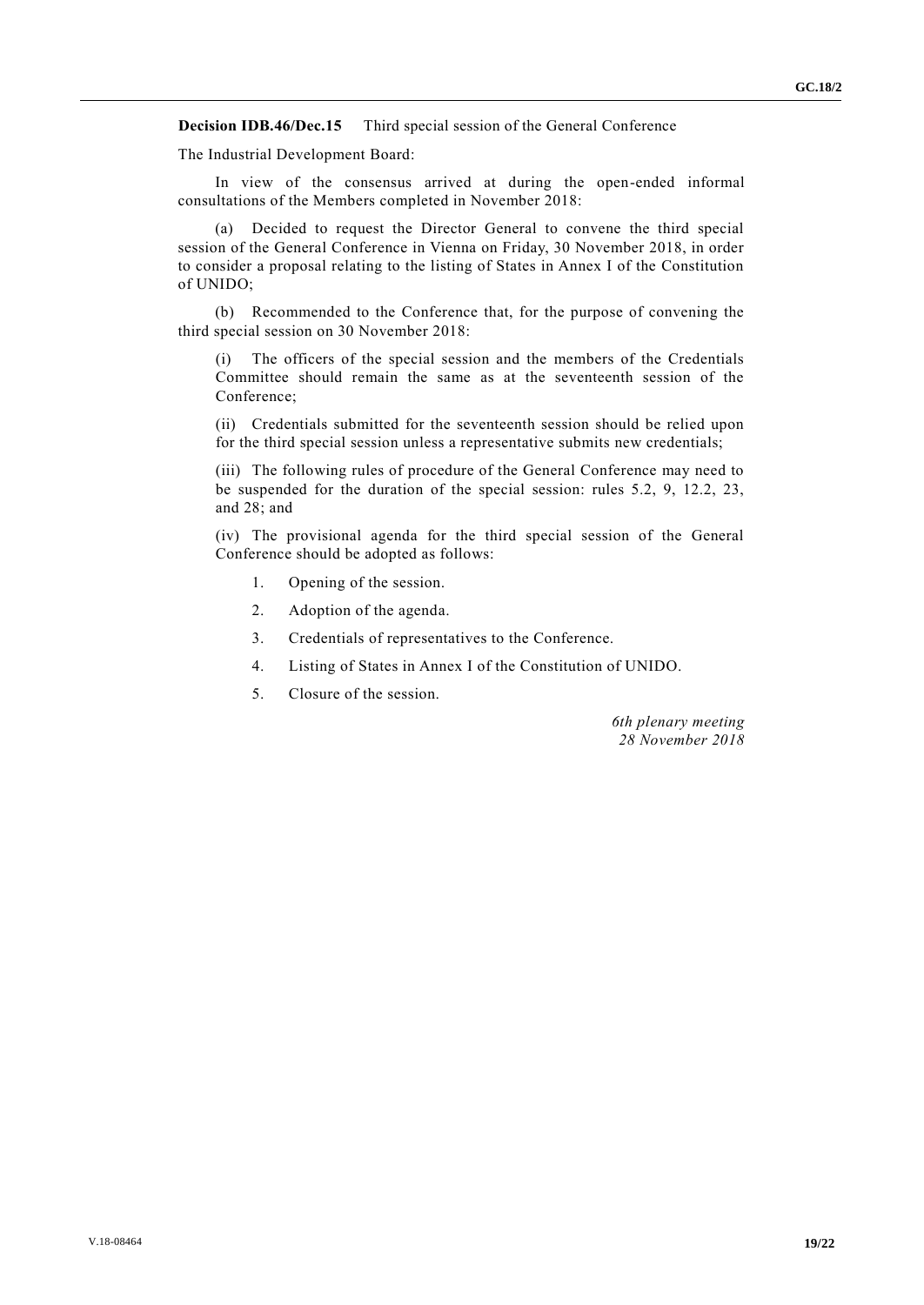**Decision IDB.46/Dec.15** Third special session of the General Conference

The Industrial Development Board:

In view of the consensus arrived at during the open-ended informal consultations of the Members completed in November 2018:

(a) Decided to request the Director General to convene the third special session of the General Conference in Vienna on Friday, 30 November 2018, in order to consider a proposal relating to the listing of States in Annex I of the Constitution of UNIDO;

(b) Recommended to the Conference that, for the purpose of convening the third special session on 30 November 2018:

(i) The officers of the special session and the members of the Credentials Committee should remain the same as at the seventeenth session of the Conference;

(ii) Credentials submitted for the seventeenth session should be relied upon for the third special session unless a representative submits new credentials;

(iii) The following rules of procedure of the General Conference may need to be suspended for the duration of the special session: rules 5.2, 9, 12.2, 23, and 28; and

(iv) The provisional agenda for the third special session of the General Conference should be adopted as follows:

1. Opening of the session.
2. Adoption of the agenda.
3. Credentials of representatives to the Conference.
4. Listing of States in Annex I of the Constitution of UNIDO.
5. Closure of the session.

*6th plenary meeting*
*28 November 2018*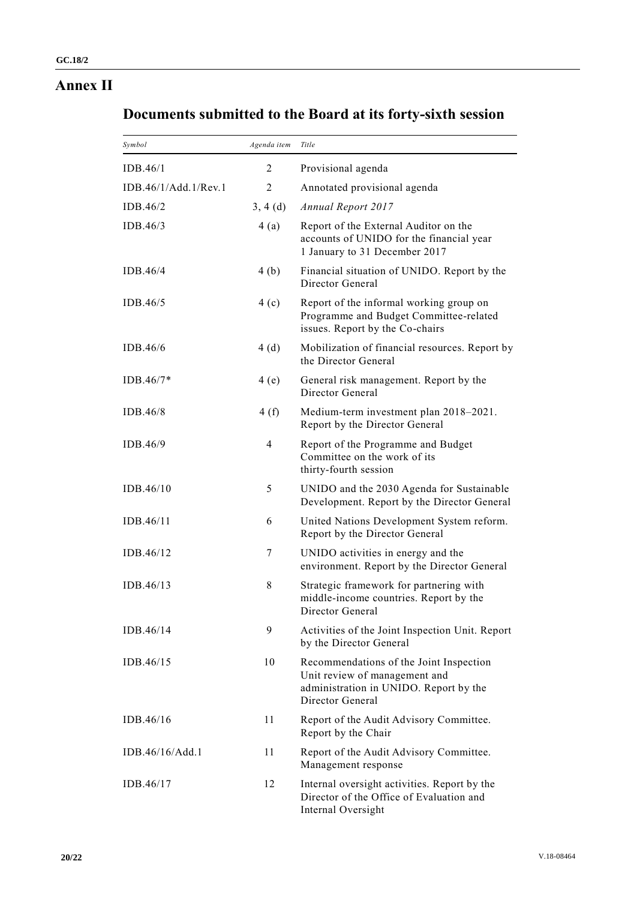# Annex II

## Documents submitted to the Board at its forty-sixth session

| *Symbol* | *Agenda item* | *Title* |
|---|---|---|
| IDB.46/1 | 2 | Provisional agenda |
| IDB.46/1/Add.1/Rev.1 | 2 | Annotated provisional agenda |
| IDB.46/2 | 3, 4 (d) | *Annual Report 2017* |
| IDB.46/3 | 4 (a) | Report of the External Auditor on the accounts of UNIDO for the financial year 1 January to 31 December 2017 |
| IDB.46/4 | 4 (b) | Financial situation of UNIDO. Report by the Director General |
| IDB.46/5 | 4 (c) | Report of the informal working group on Programme and Budget Committee-related issues. Report by the Co-chairs |
| IDB.46/6 | 4 (d) | Mobilization of financial resources. Report by the Director General |
| IDB.46/7* | 4 (e) | General risk management. Report by the Director General |
| IDB.46/8 | 4 (f) | Medium-term investment plan 2018–2021. Report by the Director General |
| IDB.46/9 | 4 | Report of the Programme and Budget Committee on the work of its thirty-fourth session |
| IDB.46/10 | 5 | UNIDO and the 2030 Agenda for Sustainable Development. Report by the Director General |
| IDB.46/11 | 6 | United Nations Development System reform. Report by the Director General |
| IDB.46/12 | 7 | UNIDO activities in energy and the environment. Report by the Director General |
| IDB.46/13 | 8 | Strategic framework for partnering with middle-income countries. Report by the Director General |
| IDB.46/14 | 9 | Activities of the Joint Inspection Unit. Report by the Director General |
| IDB.46/15 | 10 | Recommendations of the Joint Inspection Unit review of management and administration in UNIDO. Report by the Director General |
| IDB.46/16 | 11 | Report of the Audit Advisory Committee. Report by the Chair |
| IDB.46/16/Add.1 | 11 | Report of the Audit Advisory Committee. Management response |
| IDB.46/17 | 12 | Internal oversight activities. Report by the Director of the Office of Evaluation and Internal Oversight |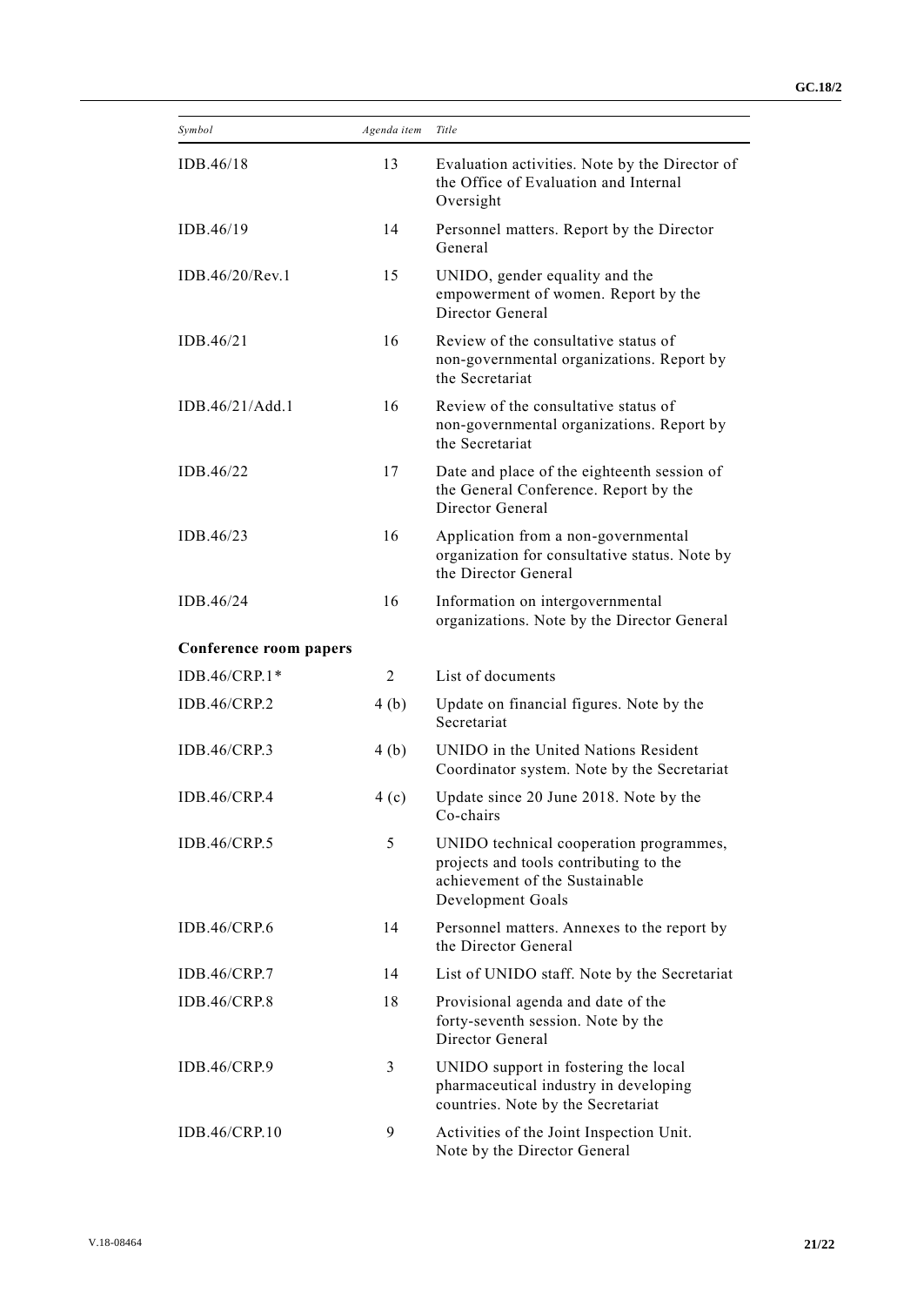| Symbol | Agenda item | Title |
|---|---|---|
| IDB.46/18 | 13 | Evaluation activities. Note by the Director of the Office of Evaluation and Internal Oversight |
| IDB.46/19 | 14 | Personnel matters. Report by the Director General |
| IDB.46/20/Rev.1 | 15 | UNIDO, gender equality and the empowerment of women. Report by the Director General |
| IDB.46/21 | 16 | Review of the consultative status of non-governmental organizations. Report by the Secretariat |
| IDB.46/21/Add.1 | 16 | Review of the consultative status of non-governmental organizations. Report by the Secretariat |
| IDB.46/22 | 17 | Date and place of the eighteenth session of the General Conference. Report by the Director General |
| IDB.46/23 | 16 | Application from a non-governmental organization for consultative status. Note by the Director General |
| IDB.46/24 | 16 | Information on intergovernmental organizations. Note by the Director General |
| **Conference room papers** | | |
| IDB.46/CRP.1* | 2 | List of documents |
| IDB.46/CRP.2 | 4 (b) | Update on financial figures. Note by the Secretariat |
| IDB.46/CRP.3 | 4 (b) | UNIDO in the United Nations Resident Coordinator system. Note by the Secretariat |
| IDB.46/CRP.4 | 4 (c) | Update since 20 June 2018. Note by the Co-chairs |
| IDB.46/CRP.5 | 5 | UNIDO technical cooperation programmes, projects and tools contributing to the achievement of the Sustainable Development Goals |
| IDB.46/CRP.6 | 14 | Personnel matters. Annexes to the report by the Director General |
| IDB.46/CRP.7 | 14 | List of UNIDO staff. Note by the Secretariat |
| IDB.46/CRP.8 | 18 | Provisional agenda and date of the forty-seventh session. Note by the Director General |
| IDB.46/CRP.9 | 3 | UNIDO support in fostering the local pharmaceutical industry in developing countries. Note by the Secretariat |
| IDB.46/CRP.10 | 9 | Activities of the Joint Inspection Unit. Note by the Director General |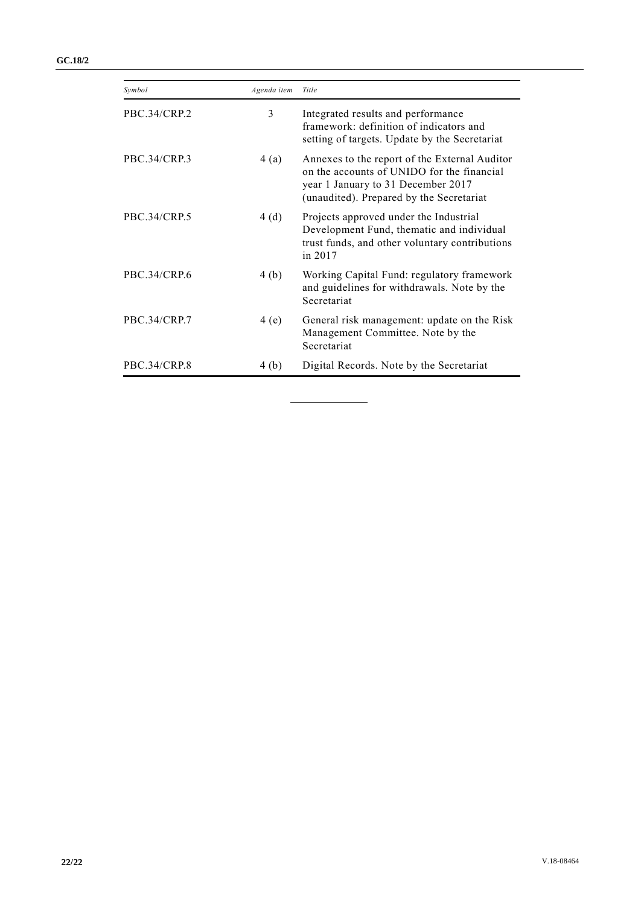| *Symbol* | *Agenda item* | *Title* |
|---|---|---|
| PBC.34/CRP.2 | 3 | Integrated results and performance framework: definition of indicators and setting of targets. Update by the Secretariat |
| PBC.34/CRP.3 | 4 (a) | Annexes to the report of the External Auditor on the accounts of UNIDO for the financial year 1 January to 31 December 2017 (unaudited). Prepared by the Secretariat |
| PBC.34/CRP.5 | 4 (d) | Projects approved under the Industrial Development Fund, thematic and individual trust funds, and other voluntary contributions in 2017 |
| PBC.34/CRP.6 | 4 (b) | Working Capital Fund: regulatory framework and guidelines for withdrawals. Note by the Secretariat |
| PBC.34/CRP.7 | 4 (e) | General risk management: update on the Risk Management Committee. Note by the Secretariat |
| PBC.34/CRP.8 | 4 (b) | Digital Records. Note by the Secretariat |